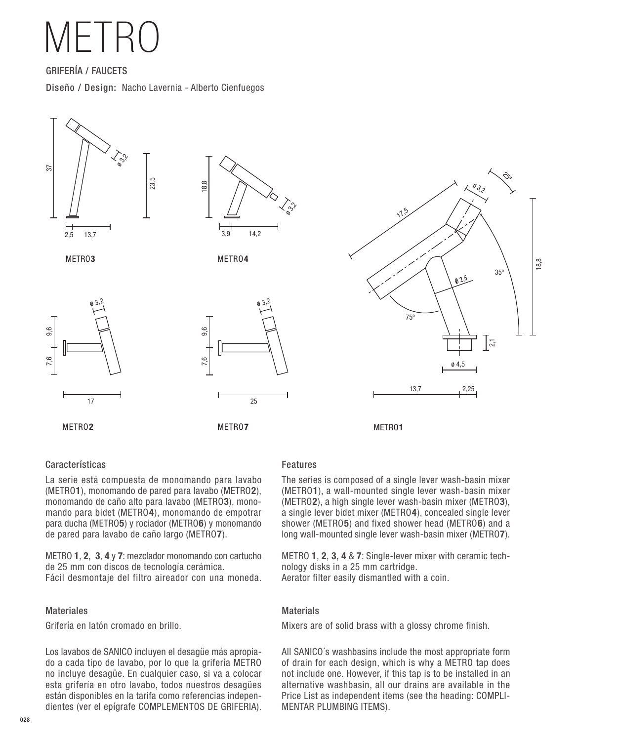# METRO

GRIFERÍA / FAUCETS

Diseño / Design: Nacho Lavernia - Alberto Cienfuegos

37
ø 3,2
23,5
2,5
13,7

METRO**3**

18,8
ø 3,2
3,9
14,2

METRO**4**

25º
ø 3,2
17,5
18,8
35º
ø 2,5
75º
2,1
ø 4,5
13,7
2,25

METRO**1**

ø 3,2
9,6
7,6
17

METRO**2**

ø 3,2
9,6
7,6
25

METRO**7**

### Características

La serie está compuesta de monomando para lavabo (METRO**1**), monomando de pared para lavabo (METRO**2**), monomando de caño alto para lavabo (METRO**3**), monomando para bidet (METRO**4**), monomando de empotrar para ducha (METRO**5**) y rociador (METRO**6**) y monomando de pared para lavabo de caño largo (METRO**7**).

METRO **1**, **2**, **3**, **4** y **7**: mezclador monomando con cartucho de 25 mm con discos de tecnología cerámica.
Fácil desmontaje del filtro aireador con una moneda.

### Materiales

Grifería en latón cromado en brillo.

Los lavabos de SANICO incluyen el desagüe más apropiado a cada tipo de lavabo, por lo que la grifería METRO no incluye desagüe. En cualquier caso, si va a colocar esta grifería en otro lavabo, todos nuestros desagües están disponibles en la tarifa como referencias independientes (ver el epígrafe COMPLEMENTOS DE GRIFERIA).

### Features

The series is composed of a single lever wash-basin mixer (METRO**1**), a wall-mounted single lever wash-basin mixer (METRO**2**), a high single lever wash-basin mixer (METRO**3**), a single lever bidet mixer (METRO**4**), concealed single lever shower (METRO**5**) and fixed shower head (METRO**6**) and a long wall-mounted single lever wash-basin mixer (METRO**7**).

METRO **1**, **2**, **3**, **4** & **7**: Single-lever mixer with ceramic technology disks in a 25 mm cartridge.
Aerator filter easily dismantled with a coin.

### Materials

Mixers are of solid brass with a glossy chrome finish.

All SANICO´s washbasins include the most appropriate form of drain for each design, which is why a METRO tap does not include one. However, if this tap is to be installed in an alternative washbasin, all our drains are available in the Price List as independent items (see the heading: COMPLIMENTAR PLUMBING ITEMS).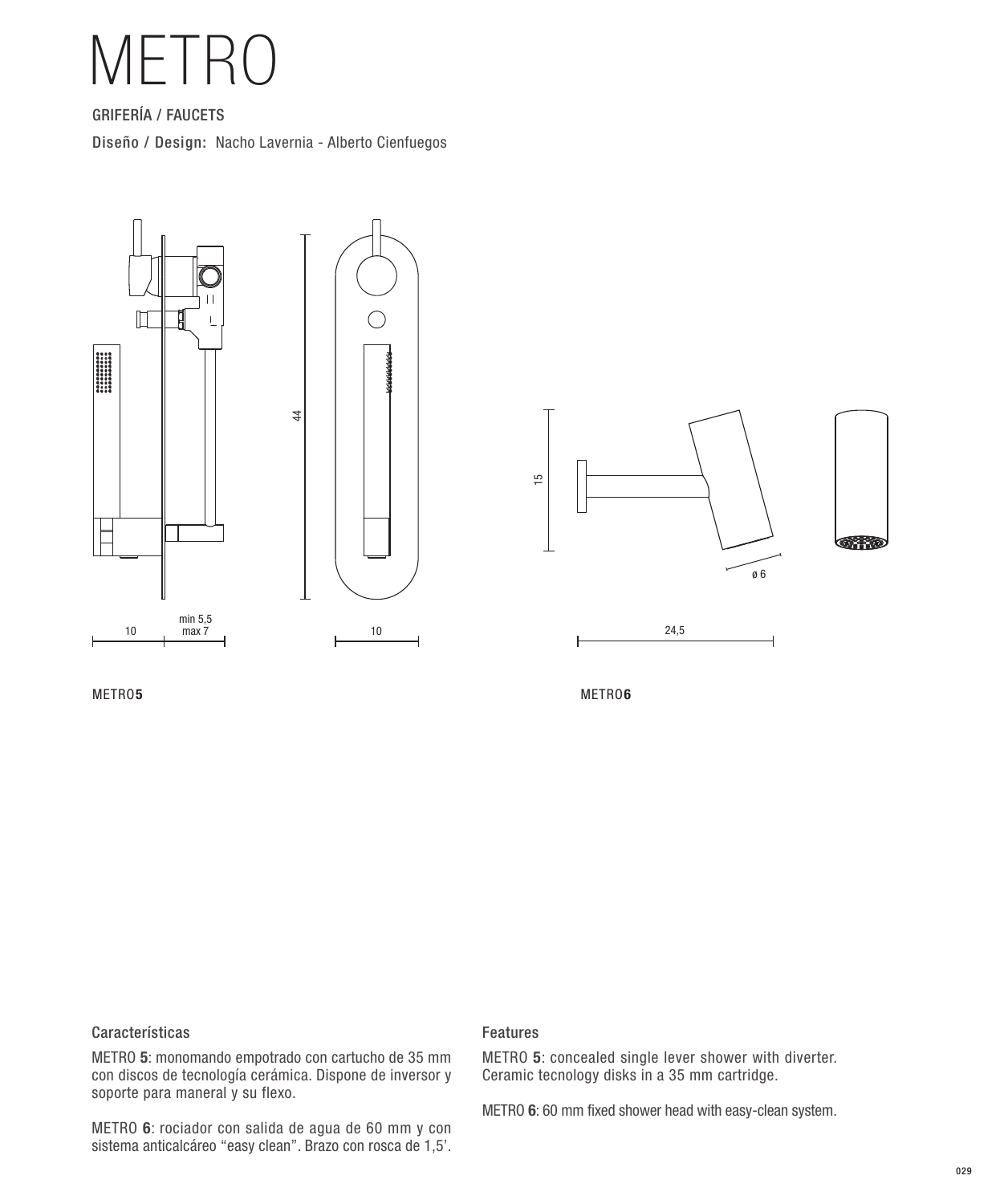# METRO

GRIFERÍA / FAUCETS

Diseño / Design: Nacho Lavernia - Alberto Cienfuegos

44

10

min 5,5
max 7

10

METRO**5**

15

ø 6

24,5

METRO**6**

### Características

METRO **5**: monomando empotrado con cartucho de 35 mm con discos de tecnología cerámica. Dispone de inversor y soporte para maneral y su flexo.

METRO **6**: rociador con salida de agua de 60 mm y con sistema anticalcáreo "easy clean". Brazo con rosca de 1,5'.

### Features

METRO **5**: concealed single lever shower with diverter. Ceramic tecnology disks in a 35 mm cartridge.

METRO **6**: 60 mm fixed shower head with easy-clean system.